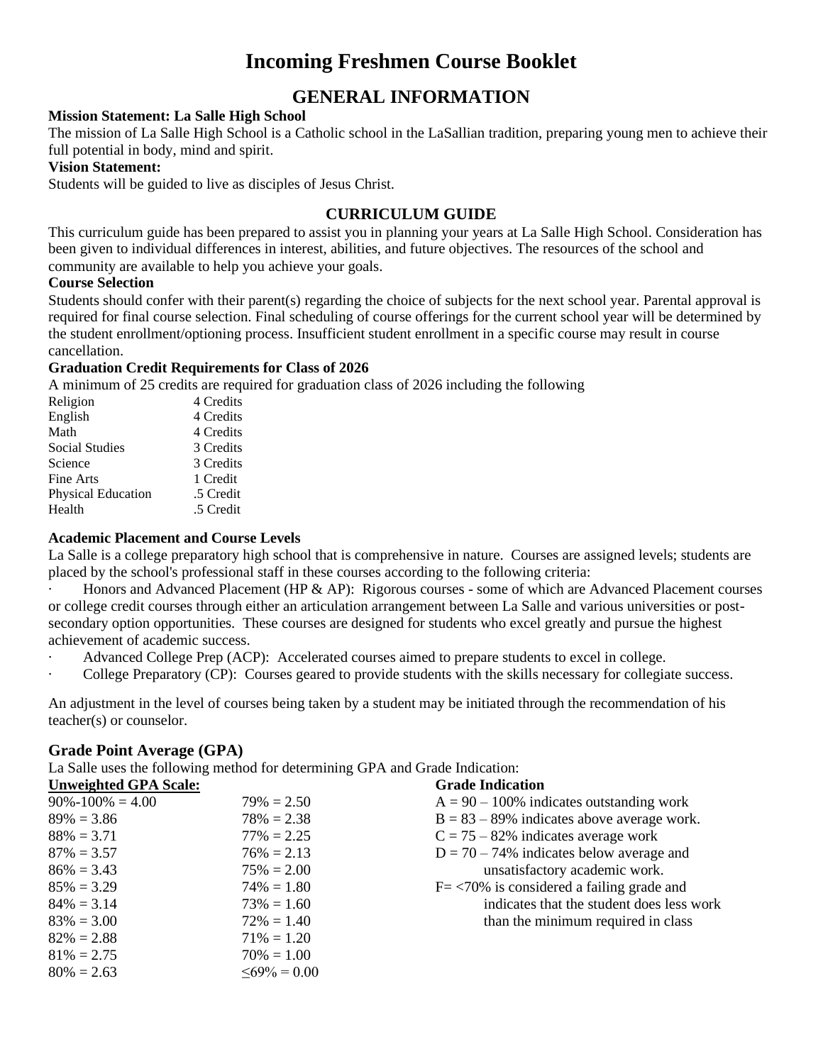# Incoming Freshmen Course Booklet

## GENERAL INFORMATION

**Mission Statement: La Salle High School**

The mission of La Salle High School is a Catholic school in the LaSallian tradition, preparing young men to achieve their full potential in body, mind and spirit.

**Vision Statement:**

Students will be guided to live as disciples of Jesus Christ.

### CURRICULUM GUIDE

This curriculum guide has been prepared to assist you in planning your years at La Salle High School. Consideration has been given to individual differences in interest, abilities, and future objectives. The resources of the school and community are available to help you achieve your goals.

**Course Selection**

Students should confer with their parent(s) regarding the choice of subjects for the next school year. Parental approval is required for final course selection. Final scheduling of course offerings for the current school year will be determined by the student enrollment/optioning process. Insufficient student enrollment in a specific course may result in course cancellation.

**Graduation Credit Requirements for Class of 2026**

A minimum of 25 credits are required for graduation class of 2026 including the following

| Subject | Credits |
|---|---|
| Religion | 4 Credits |
| English | 4 Credits |
| Math | 4 Credits |
| Social Studies | 3 Credits |
| Science | 3 Credits |
| Fine Arts | 1 Credit |
| Physical Education | .5 Credit |
| Health | .5 Credit |

**Academic Placement and Course Levels**

La Salle is a college preparatory high school that is comprehensive in nature. Courses are assigned levels; students are placed by the school's professional staff in these courses according to the following criteria:

- Honors and Advanced Placement (HP & AP): Rigorous courses - some of which are Advanced Placement courses or college credit courses through either an articulation arrangement between La Salle and various universities or post-secondary option opportunities. These courses are designed for students who excel greatly and pursue the highest achievement of academic success.
- Advanced College Prep (ACP): Accelerated courses aimed to prepare students to excel in college.
- College Preparatory (CP): Courses geared to provide students with the skills necessary for collegiate success.

An adjustment in the level of courses being taken by a student may be initiated through the recommendation of his teacher(s) or counselor.

### Grade Point Average (GPA)

La Salle uses the following method for determining GPA and Grade Indication:

**Unweighted GPA Scale:**

| | |
|---|---|
| 90%-100% = 4.00 | 79% = 2.50 |
| 89% = 3.86 | 78% = 2.38 |
| 88% = 3.71 | 77% = 2.25 |
| 87% = 3.57 | 76% = 2.13 |
| 86% = 3.43 | 75% = 2.00 |
| 85% = 3.29 | 74% = 1.80 |
| 84% = 3.14 | 73% = 1.60 |
| 83% = 3.00 | 72% = 1.40 |
| 82% = 2.88 | 71% = 1.20 |
| 81% = 2.75 | 70% = 1.00 |
| 80% = 2.63 | ≤69% = 0.00 |

**Grade Indication**

- A = 90 – 100% indicates outstanding work
- B = 83 – 89% indicates above average work.
- C = 75 – 82% indicates average work
- D = 70 – 74% indicates below average and unsatisfactory academic work.
- F= <70% is considered a failing grade and indicates that the student does less work than the minimum required in class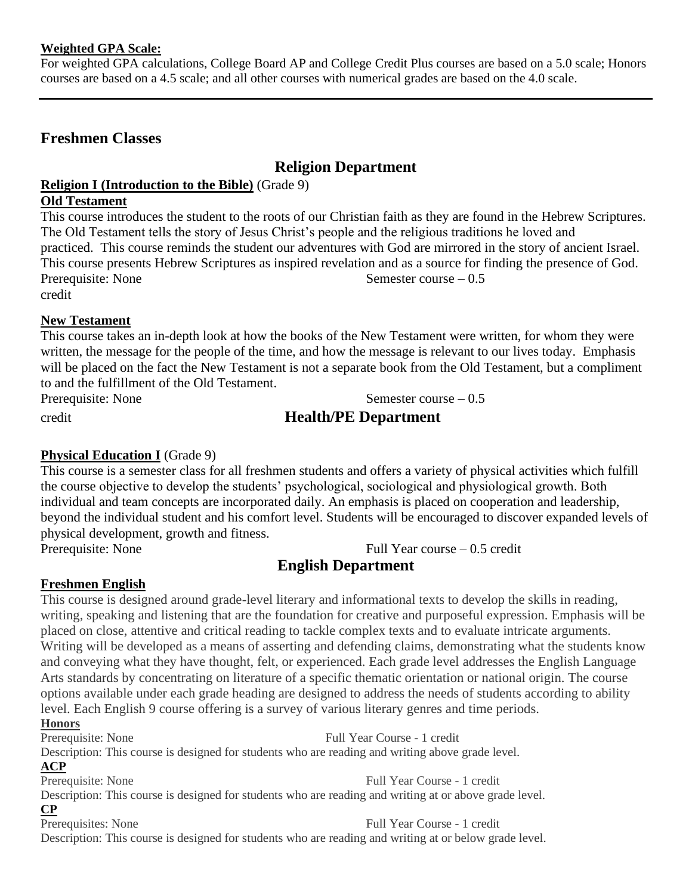**Weighted GPA Scale:**
For weighted GPA calculations, College Board AP and College Credit Plus courses are based on a 5.0 scale; Honors courses are based on a 4.5 scale; and all other courses with numerical grades are based on the 4.0 scale.

---

## Freshmen Classes

### Religion Department

**Religion I (Introduction to the Bible)** (Grade 9)

**Old Testament**

This course introduces the student to the roots of our Christian faith as they are found in the Hebrew Scriptures. The Old Testament tells the story of Jesus Christ's people and the religious traditions he loved and practiced. This course reminds the student our adventures with God are mirrored in the story of ancient Israel. This course presents Hebrew Scriptures as inspired revelation and as a source for finding the presence of God.

Prerequisite: None Semester course – 0.5 credit

**New Testament**

This course takes an in-depth look at how the books of the New Testament were written, for whom they were written, the message for the people of the time, and how the message is relevant to our lives today. Emphasis will be placed on the fact the New Testament is not a separate book from the Old Testament, but a compliment to and the fulfillment of the Old Testament.

Prerequisite: None Semester course – 0.5 credit

### Health/PE Department

**Physical Education I** (Grade 9)

This course is a semester class for all freshmen students and offers a variety of physical activities which fulfill the course objective to develop the students' psychological, sociological and physiological growth. Both individual and team concepts are incorporated daily. An emphasis is placed on cooperation and leadership, beyond the individual student and his comfort level. Students will be encouraged to discover expanded levels of physical development, growth and fitness.

Prerequisite: None Full Year course – 0.5 credit

### English Department

**Freshmen English**

This course is designed around grade-level literary and informational texts to develop the skills in reading, writing, speaking and listening that are the foundation for creative and purposeful expression. Emphasis will be placed on close, attentive and critical reading to tackle complex texts and to evaluate intricate arguments. Writing will be developed as a means of asserting and defending claims, demonstrating what the students know and conveying what they have thought, felt, or experienced. Each grade level addresses the English Language Arts standards by concentrating on literature of a specific thematic orientation or national origin. The course options available under each grade heading are designed to address the needs of students according to ability level. Each English 9 course offering is a survey of various literary genres and time periods.

**Honors**

Prerequisite: None Full Year Course - 1 credit

Description: This course is designed for students who are reading and writing above grade level.

**ACP**

Prerequisite: None Full Year Course - 1 credit

Description: This course is designed for students who are reading and writing at or above grade level.

**CP**

Prerequisites: None Full Year Course - 1 credit

Description: This course is designed for students who are reading and writing at or below grade level.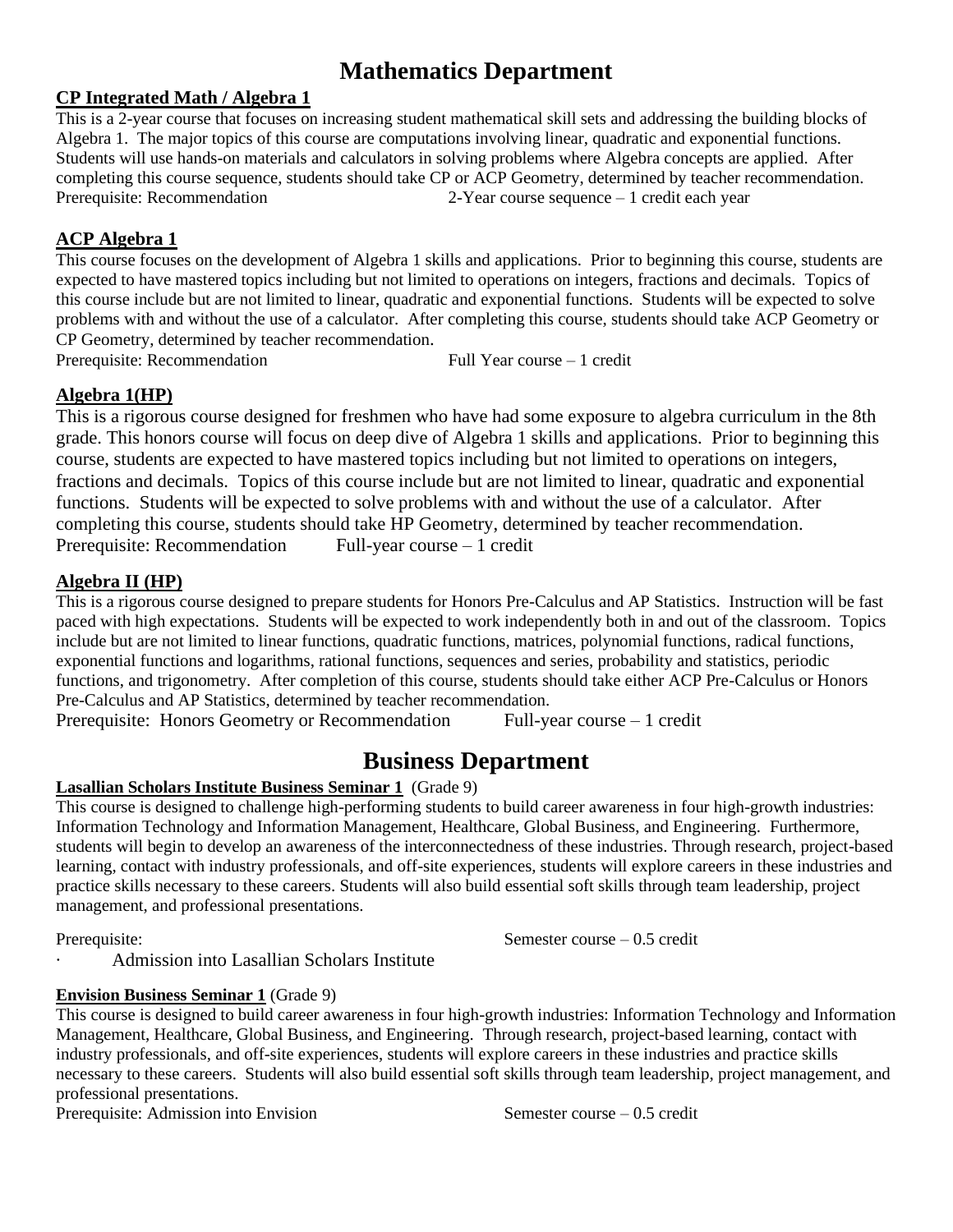# Mathematics Department

### CP Integrated Math / Algebra 1

This is a 2-year course that focuses on increasing student mathematical skill sets and addressing the building blocks of Algebra 1. The major topics of this course are computations involving linear, quadratic and exponential functions. Students will use hands-on materials and calculators in solving problems where Algebra concepts are applied. After completing this course sequence, students should take CP or ACP Geometry, determined by teacher recommendation.

Prerequisite: Recommendation 2-Year course sequence – 1 credit each year

### ACP Algebra 1

This course focuses on the development of Algebra 1 skills and applications. Prior to beginning this course, students are expected to have mastered topics including but not limited to operations on integers, fractions and decimals. Topics of this course include but are not limited to linear, quadratic and exponential functions. Students will be expected to solve problems with and without the use of a calculator. After completing this course, students should take ACP Geometry or CP Geometry, determined by teacher recommendation.

Prerequisite: Recommendation Full Year course – 1 credit

### Algebra 1(HP)

This is a rigorous course designed for freshmen who have had some exposure to algebra curriculum in the 8th grade. This honors course will focus on deep dive of Algebra 1 skills and applications. Prior to beginning this course, students are expected to have mastered topics including but not limited to operations on integers, fractions and decimals. Topics of this course include but are not limited to linear, quadratic and exponential functions. Students will be expected to solve problems with and without the use of a calculator. After completing this course, students should take HP Geometry, determined by teacher recommendation.

Prerequisite: Recommendation Full-year course – 1 credit

### Algebra II (HP)

This is a rigorous course designed to prepare students for Honors Pre-Calculus and AP Statistics. Instruction will be fast paced with high expectations. Students will be expected to work independently both in and out of the classroom. Topics include but are not limited to linear functions, quadratic functions, matrices, polynomial functions, radical functions, exponential functions and logarithms, rational functions, sequences and series, probability and statistics, periodic functions, and trigonometry. After completion of this course, students should take either ACP Pre-Calculus or Honors Pre-Calculus and AP Statistics, determined by teacher recommendation.

Prerequisite: Honors Geometry or Recommendation Full-year course – 1 credit

# Business Department

### Lasallian Scholars Institute Business Seminar 1 (Grade 9)

This course is designed to challenge high-performing students to build career awareness in four high-growth industries: Information Technology and Information Management, Healthcare, Global Business, and Engineering. Furthermore, students will begin to develop an awareness of the interconnectedness of these industries. Through research, project-based learning, contact with industry professionals, and off-site experiences, students will explore careers in these industries and practice skills necessary to these careers. Students will also build essential soft skills through team leadership, project management, and professional presentations.

Prerequisite: Semester course – 0.5 credit

- Admission into Lasallian Scholars Institute

### Envision Business Seminar 1 (Grade 9)

This course is designed to build career awareness in four high-growth industries: Information Technology and Information Management, Healthcare, Global Business, and Engineering. Through research, project-based learning, contact with industry professionals, and off-site experiences, students will explore careers in these industries and practice skills necessary to these careers. Students will also build essential soft skills through team leadership, project management, and professional presentations.

Prerequisite: Admission into Envision Semester course – 0.5 credit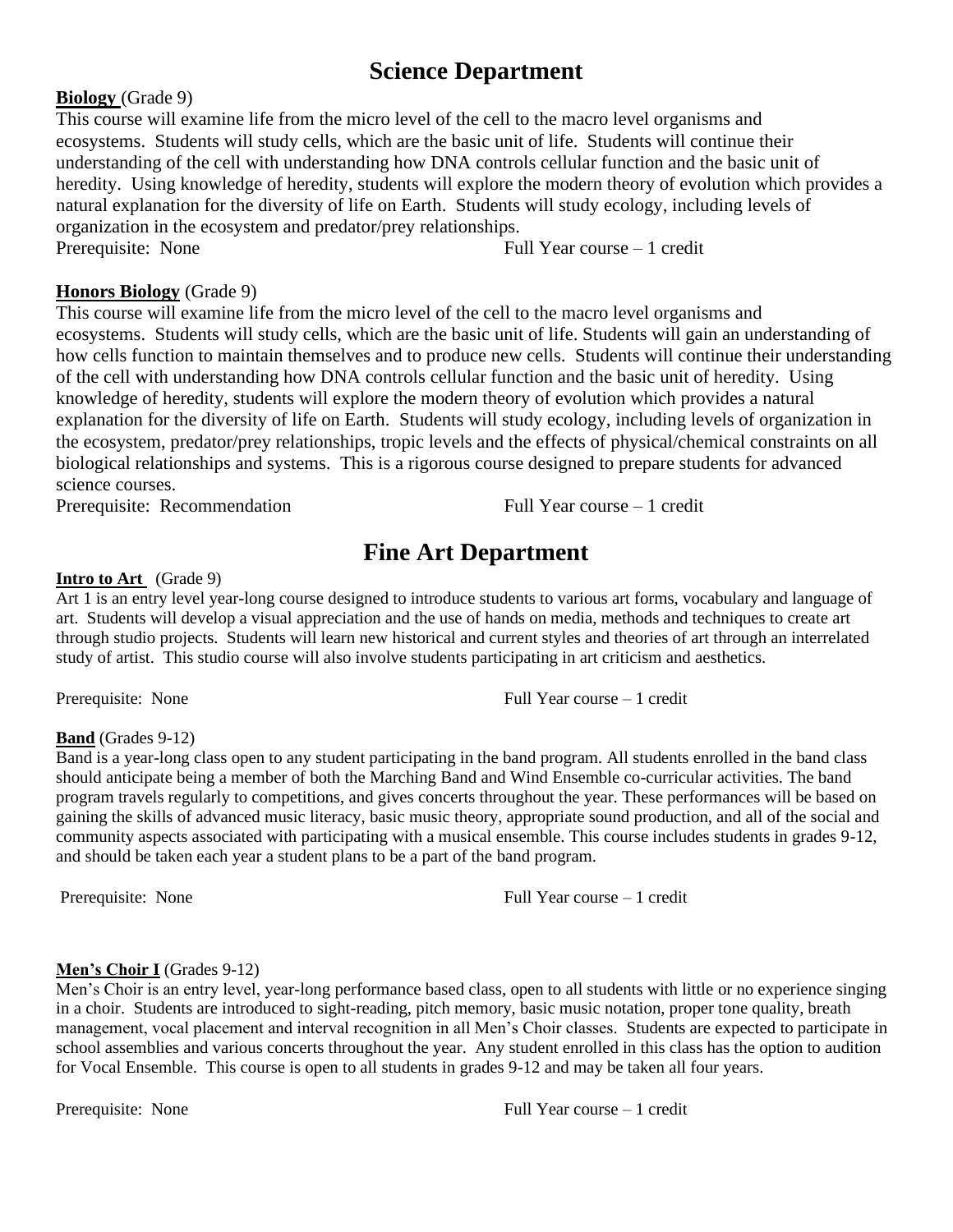# Science Department

**Biology** (Grade 9)

This course will examine life from the micro level of the cell to the macro level organisms and ecosystems. Students will study cells, which are the basic unit of life. Students will continue their understanding of the cell with understanding how DNA controls cellular function and the basic unit of heredity. Using knowledge of heredity, students will explore the modern theory of evolution which provides a natural explanation for the diversity of life on Earth. Students will study ecology, including levels of organization in the ecosystem and predator/prey relationships.

Prerequisite: None — Full Year course – 1 credit

**Honors Biology** (Grade 9)

This course will examine life from the micro level of the cell to the macro level organisms and ecosystems. Students will study cells, which are the basic unit of life. Students will gain an understanding of how cells function to maintain themselves and to produce new cells. Students will continue their understanding of the cell with understanding how DNA controls cellular function and the basic unit of heredity. Using knowledge of heredity, students will explore the modern theory of evolution which provides a natural explanation for the diversity of life on Earth. Students will study ecology, including levels of organization in the ecosystem, predator/prey relationships, tropic levels and the effects of physical/chemical constraints on all biological relationships and systems. This is a rigorous course designed to prepare students for advanced science courses.

Prerequisite: Recommendation — Full Year course – 1 credit

# Fine Art Department

**Intro to Art** (Grade 9)

Art 1 is an entry level year-long course designed to introduce students to various art forms, vocabulary and language of art. Students will develop a visual appreciation and the use of hands on media, methods and techniques to create art through studio projects. Students will learn new historical and current styles and theories of art through an interrelated study of artist. This studio course will also involve students participating in art criticism and aesthetics.

Prerequisite: None — Full Year course – 1 credit

**Band** (Grades 9-12)

Band is a year-long class open to any student participating in the band program. All students enrolled in the band class should anticipate being a member of both the Marching Band and Wind Ensemble co-curricular activities. The band program travels regularly to competitions, and gives concerts throughout the year. These performances will be based on gaining the skills of advanced music literacy, basic music theory, appropriate sound production, and all of the social and community aspects associated with participating with a musical ensemble. This course includes students in grades 9-12, and should be taken each year a student plans to be a part of the band program.

Prerequisite: None — Full Year course – 1 credit

**Men's Choir I** (Grades 9-12)

Men's Choir is an entry level, year-long performance based class, open to all students with little or no experience singing in a choir. Students are introduced to sight-reading, pitch memory, basic music notation, proper tone quality, breath management, vocal placement and interval recognition in all Men's Choir classes. Students are expected to participate in school assemblies and various concerts throughout the year. Any student enrolled in this class has the option to audition for Vocal Ensemble. This course is open to all students in grades 9-12 and may be taken all four years.

Prerequisite: None — Full Year course – 1 credit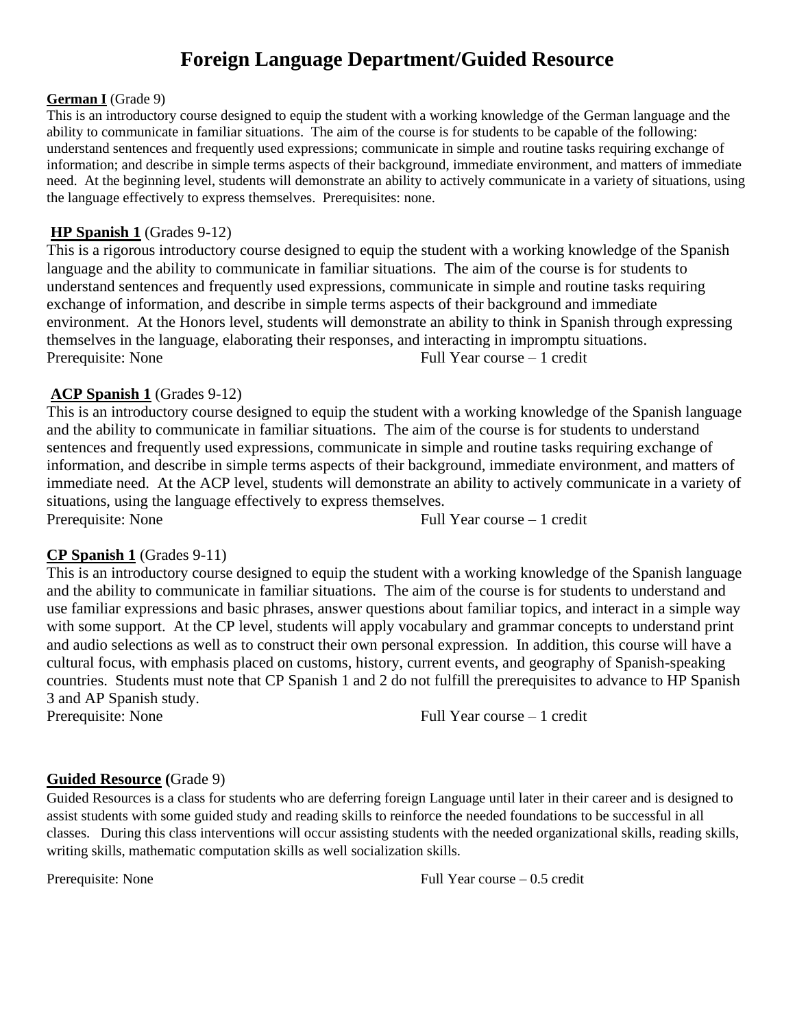# Foreign Language Department/Guided Resource

**German I** (Grade 9)

This is an introductory course designed to equip the student with a working knowledge of the German language and the ability to communicate in familiar situations. The aim of the course is for students to be capable of the following: understand sentences and frequently used expressions; communicate in simple and routine tasks requiring exchange of information; and describe in simple terms aspects of their background, immediate environment, and matters of immediate need. At the beginning level, students will demonstrate an ability to actively communicate in a variety of situations, using the language effectively to express themselves. Prerequisites: none.

**HP Spanish 1** (Grades 9-12)

This is a rigorous introductory course designed to equip the student with a working knowledge of the Spanish language and the ability to communicate in familiar situations. The aim of the course is for students to understand sentences and frequently used expressions, communicate in simple and routine tasks requiring exchange of information, and describe in simple terms aspects of their background and immediate environment. At the Honors level, students will demonstrate an ability to think in Spanish through expressing themselves in the language, elaborating their responses, and interacting in impromptu situations.

Prerequisite: None — Full Year course – 1 credit

**ACP Spanish 1** (Grades 9-12)

This is an introductory course designed to equip the student with a working knowledge of the Spanish language and the ability to communicate in familiar situations. The aim of the course is for students to understand sentences and frequently used expressions, communicate in simple and routine tasks requiring exchange of information, and describe in simple terms aspects of their background, immediate environment, and matters of immediate need. At the ACP level, students will demonstrate an ability to actively communicate in a variety of situations, using the language effectively to express themselves.

Prerequisite: None — Full Year course – 1 credit

**CP Spanish 1** (Grades 9-11)

This is an introductory course designed to equip the student with a working knowledge of the Spanish language and the ability to communicate in familiar situations. The aim of the course is for students to understand and use familiar expressions and basic phrases, answer questions about familiar topics, and interact in a simple way with some support. At the CP level, students will apply vocabulary and grammar concepts to understand print and audio selections as well as to construct their own personal expression. In addition, this course will have a cultural focus, with emphasis placed on customs, history, current events, and geography of Spanish-speaking countries. Students must note that CP Spanish 1 and 2 do not fulfill the prerequisites to advance to HP Spanish 3 and AP Spanish study.

Prerequisite: None — Full Year course – 1 credit

**Guided Resource (**Grade 9)

Guided Resources is a class for students who are deferring foreign Language until later in their career and is designed to assist students with some guided study and reading skills to reinforce the needed foundations to be successful in all classes. During this class interventions will occur assisting students with the needed organizational skills, reading skills, writing skills, mathematic computation skills as well socialization skills.

Prerequisite: None — Full Year course – 0.5 credit